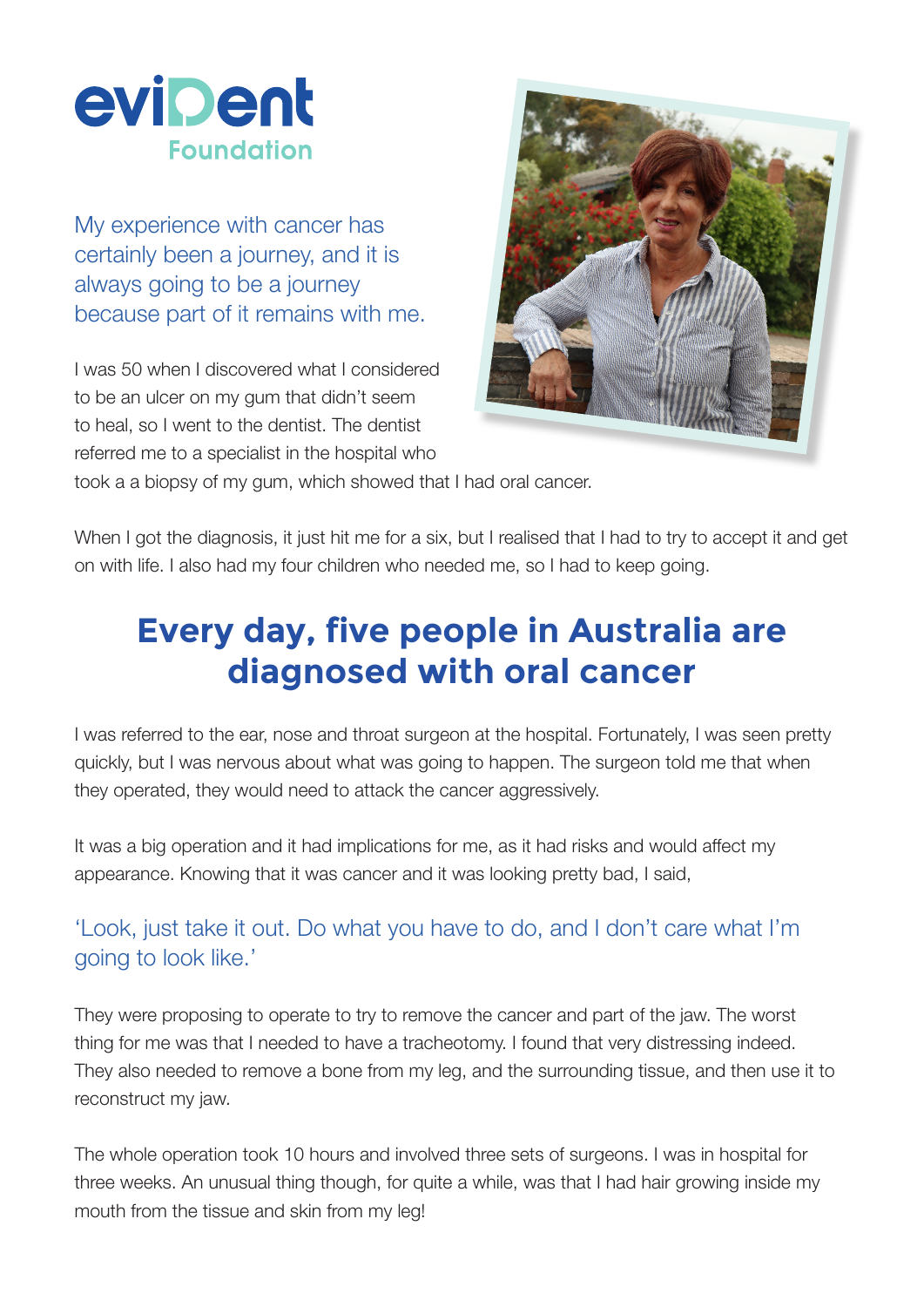evident Foundation

My experience with cancer has certainly been a journey, and it is always going to be a journey because part of it remains with me.

I was 50 when I discovered what I considered to be an ulcer on my gum that didn't seem to heal, so I went to the dentist. The dentist referred me to a specialist in the hospital who took a a biopsy of my gum, which showed that I had oral cancer.

When I got the diagnosis, it just hit me for a six, but I realised that I had to try to accept it and get on with life. I also had my four children who needed me, so I had to keep going.

## Every day, five people in Australia are diagnosed with oral cancer

I was referred to the ear, nose and throat surgeon at the hospital. Fortunately, I was seen pretty quickly, but I was nervous about what was going to happen. The surgeon told me that when they operated, they would need to attack the cancer aggressively.

It was a big operation and it had implications for me, as it had risks and would affect my appearance. Knowing that it was cancer and it was looking pretty bad, I said,

'Look, just take it out. Do what you have to do, and I don't care what I'm going to look like.'

They were proposing to operate to try to remove the cancer and part of the jaw. The worst thing for me was that I needed to have a tracheotomy. I found that very distressing indeed. They also needed to remove a bone from my leg, and the surrounding tissue, and then use it to reconstruct my jaw.

The whole operation took 10 hours and involved three sets of surgeons. I was in hospital for three weeks. An unusual thing though, for quite a while, was that I had hair growing inside my mouth from the tissue and skin from my leg!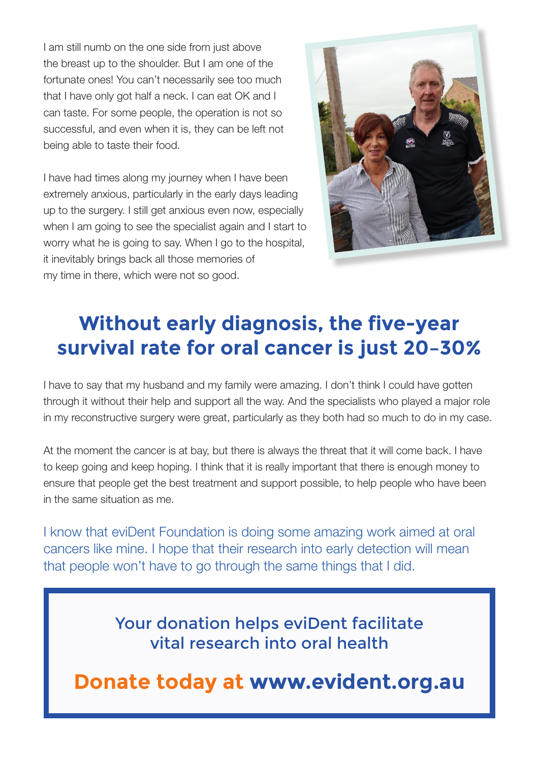I am still numb on the one side from just above the breast up to the shoulder. But I am one of the fortunate ones! You can't necessarily see too much that I have only got half a neck. I can eat OK and I can taste. For some people, the operation is not so successful, and even when it is, they can be left not being able to taste their food.

I have had times along my journey when I have been extremely anxious, particularly in the early days leading up to the surgery. I still get anxious even now, especially when I am going to see the specialist again and I start to worry what he is going to say. When I go to the hospital, it inevitably brings back all those memories of my time in there, which were not so good.

## Without early diagnosis, the five-year survival rate for oral cancer is just 20–30%

I have to say that my husband and my family were amazing. I don't think I could have gotten through it without their help and support all the way. And the specialists who played a major role in my reconstructive surgery were great, particularly as they both had so much to do in my case.

At the moment the cancer is at bay, but there is always the threat that it will come back. I have to keep going and keep hoping. I think that it is really important that there is enough money to ensure that people get the best treatment and support possible, to help people who have been in the same situation as me.

I know that eviDent Foundation is doing some amazing work aimed at oral cancers like mine. I hope that their research into early detection will mean that people won't have to go through the same things that I did.

### Your donation helps eviDent facilitate vital research into oral health

## Donate today at www.evident.org.au